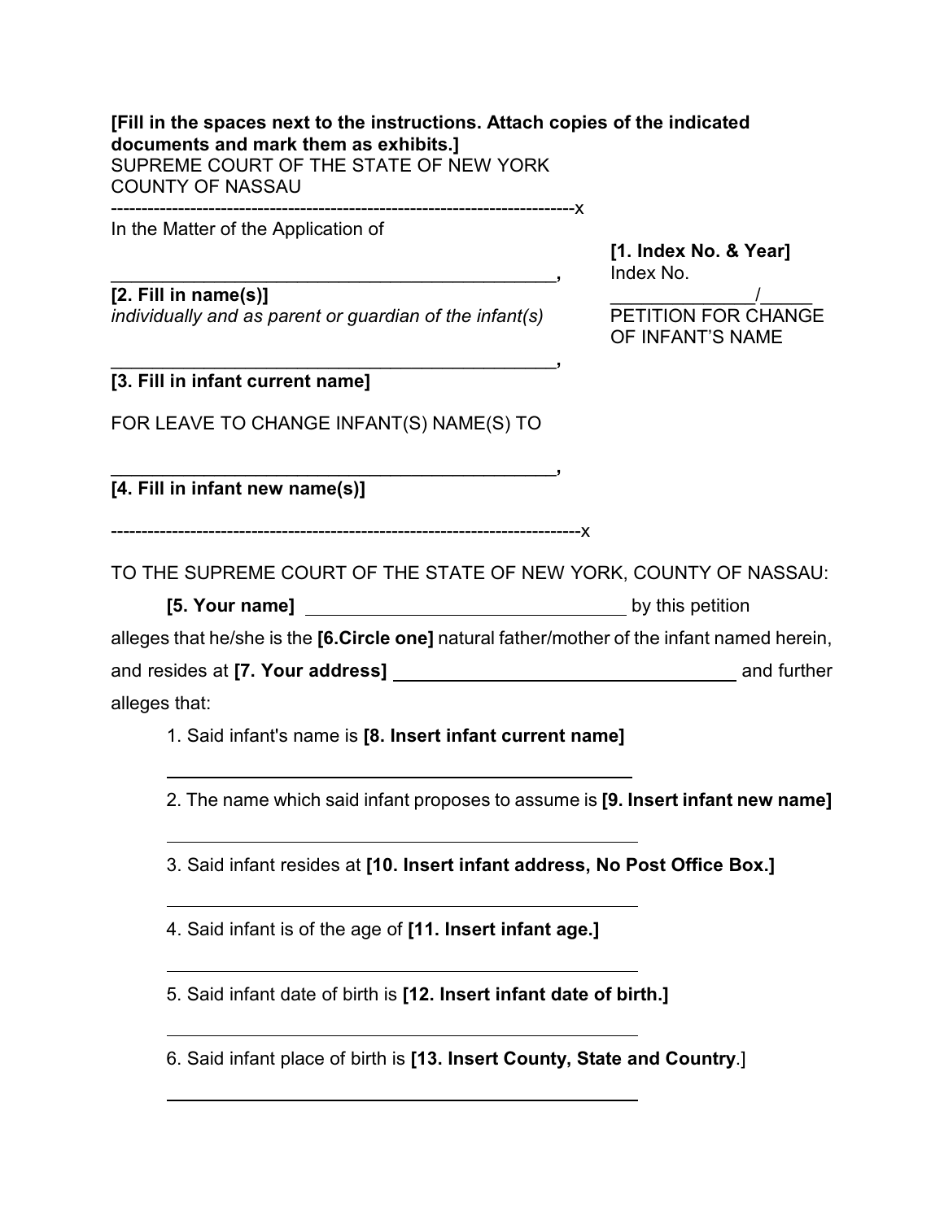**[Fill in the spaces next to the instructions. Attach copies of the indicated documents and mark them as exhibits.]**

SUPREME COURT OF THE STATE OF NEW YORK
COUNTY OF NASSAU

---------------------------------------------------------------------------x

In the Matter of the Application of

______________________________________________,
**[2. Fill in name(s)]**
*individually and as parent or guardian of the infant(s)*

______________________________________________,
**[3. Fill in infant current name]**

FOR LEAVE TO CHANGE INFANT(S) NAME(S) TO

______________________________________________,
**[4. Fill in infant new name(s)]**

**[1. Index No. & Year]**
Index No.
______________/_____

PETITION FOR CHANGE OF INFANT'S NAME

---------------------------------------------------------------------------x

TO THE SUPREME COURT OF THE STATE OF NEW YORK, COUNTY OF NASSAU:

**[5. Your name]** ________________________________ by this petition alleges that he/she is the **[6.Circle one]** natural father/mother of the infant named herein, and resides at **[7. Your address]** __________________________________ and further alleges that:

1. Said infant's name is **[8. Insert infant current name]**

   ______________________________________________

2. The name which said infant proposes to assume is **[9. Insert infant new name]**

   ______________________________________________

3. Said infant resides at **[10. Insert infant address, No Post Office Box.]**

   ______________________________________________

4. Said infant is of the age of **[11. Insert infant age.]**

   ______________________________________________

5. Said infant date of birth is **[12. Insert infant date of birth.]**

   ______________________________________________

6. Said infant place of birth is **[13. Insert County, State and Country**.]

   ______________________________________________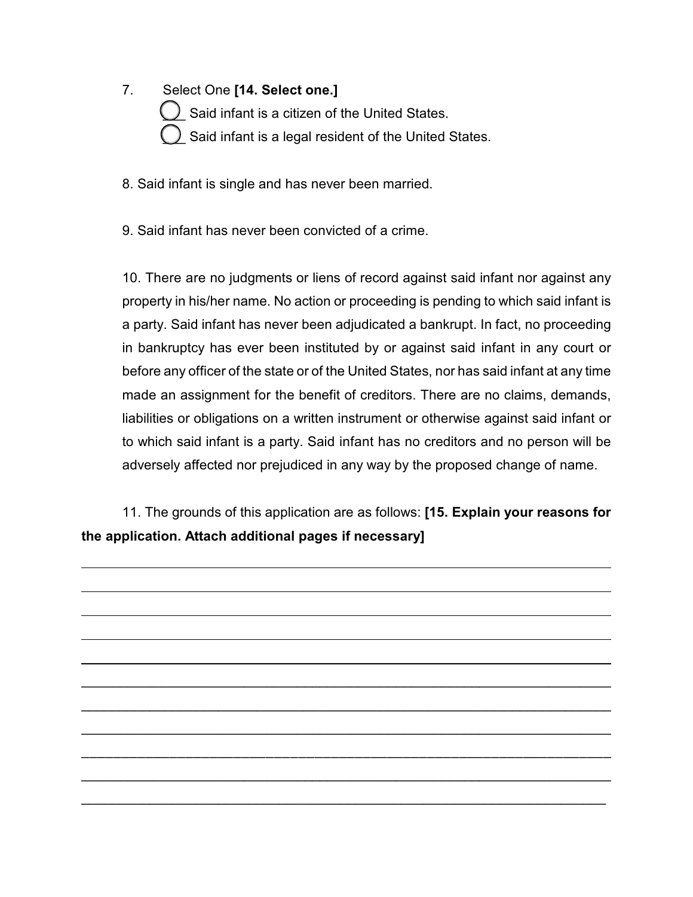7. Select One **[14. Select one.]**

   ◯ Said infant is a citizen of the United States.

   ◯ Said infant is a legal resident of the United States.

8. Said infant is single and has never been married.

9. Said infant has never been convicted of a crime.

10. There are no judgments or liens of record against said infant nor against any property in his/her name. No action or proceeding is pending to which said infant is a party. Said infant has never been adjudicated a bankrupt. In fact, no proceeding in bankruptcy has ever been instituted by or against said infant in any court or before any officer of the state or of the United States, nor has said infant at any time made an assignment for the benefit of creditors. There are no claims, demands, liabilities or obligations on a written instrument or otherwise against said infant or to which said infant is a party. Said infant has no creditors and no person will be adversely affected nor prejudiced in any way by the proposed change of name.

11. The grounds of this application are as follows: **[15. Explain your reasons for the application. Attach additional pages if necessary]**

\_\_\_\_\_\_\_\_\_\_\_\_\_\_\_\_\_\_\_\_\_\_\_\_\_\_\_\_\_\_\_\_\_\_\_\_\_\_\_\_\_\_\_\_\_\_\_\_\_\_\_\_\_\_\_\_\_\_\_\_\_\_\_\_\_\_\_\_\_\_

\_\_\_\_\_\_\_\_\_\_\_\_\_\_\_\_\_\_\_\_\_\_\_\_\_\_\_\_\_\_\_\_\_\_\_\_\_\_\_\_\_\_\_\_\_\_\_\_\_\_\_\_\_\_\_\_\_\_\_\_\_\_\_\_\_\_\_\_\_\_

\_\_\_\_\_\_\_\_\_\_\_\_\_\_\_\_\_\_\_\_\_\_\_\_\_\_\_\_\_\_\_\_\_\_\_\_\_\_\_\_\_\_\_\_\_\_\_\_\_\_\_\_\_\_\_\_\_\_\_\_\_\_\_\_\_\_\_\_\_\_

\_\_\_\_\_\_\_\_\_\_\_\_\_\_\_\_\_\_\_\_\_\_\_\_\_\_\_\_\_\_\_\_\_\_\_\_\_\_\_\_\_\_\_\_\_\_\_\_\_\_\_\_\_\_\_\_\_\_\_\_\_\_\_\_\_\_\_\_\_\_

\_\_\_\_\_\_\_\_\_\_\_\_\_\_\_\_\_\_\_\_\_\_\_\_\_\_\_\_\_\_\_\_\_\_\_\_\_\_\_\_\_\_\_\_\_\_\_\_\_\_\_\_\_\_\_\_\_\_\_\_\_\_\_\_\_\_\_\_\_\_

\_\_\_\_\_\_\_\_\_\_\_\_\_\_\_\_\_\_\_\_\_\_\_\_\_\_\_\_\_\_\_\_\_\_\_\_\_\_\_\_\_\_\_\_\_\_\_\_\_\_\_\_\_\_\_\_\_\_\_\_\_\_\_\_\_\_\_\_\_\_

\_\_\_\_\_\_\_\_\_\_\_\_\_\_\_\_\_\_\_\_\_\_\_\_\_\_\_\_\_\_\_\_\_\_\_\_\_\_\_\_\_\_\_\_\_\_\_\_\_\_\_\_\_\_\_\_\_\_\_\_\_\_\_\_\_\_\_\_\_\_

\_\_\_\_\_\_\_\_\_\_\_\_\_\_\_\_\_\_\_\_\_\_\_\_\_\_\_\_\_\_\_\_\_\_\_\_\_\_\_\_\_\_\_\_\_\_\_\_\_\_\_\_\_\_\_\_\_\_\_\_\_\_\_\_\_\_\_\_\_\_

\_\_\_\_\_\_\_\_\_\_\_\_\_\_\_\_\_\_\_\_\_\_\_\_\_\_\_\_\_\_\_\_\_\_\_\_\_\_\_\_\_\_\_\_\_\_\_\_\_\_\_\_\_\_\_\_\_\_\_\_\_\_\_\_\_\_\_\_\_\_

\_\_\_\_\_\_\_\_\_\_\_\_\_\_\_\_\_\_\_\_\_\_\_\_\_\_\_\_\_\_\_\_\_\_\_\_\_\_\_\_\_\_\_\_\_\_\_\_\_\_\_\_\_\_\_\_\_\_\_\_\_\_\_\_\_\_\_\_\_\_

\_\_\_\_\_\_\_\_\_\_\_\_\_\_\_\_\_\_\_\_\_\_\_\_\_\_\_\_\_\_\_\_\_\_\_\_\_\_\_\_\_\_\_\_\_\_\_\_\_\_\_\_\_\_\_\_\_\_\_\_\_\_\_\_\_\_\_\_\_\_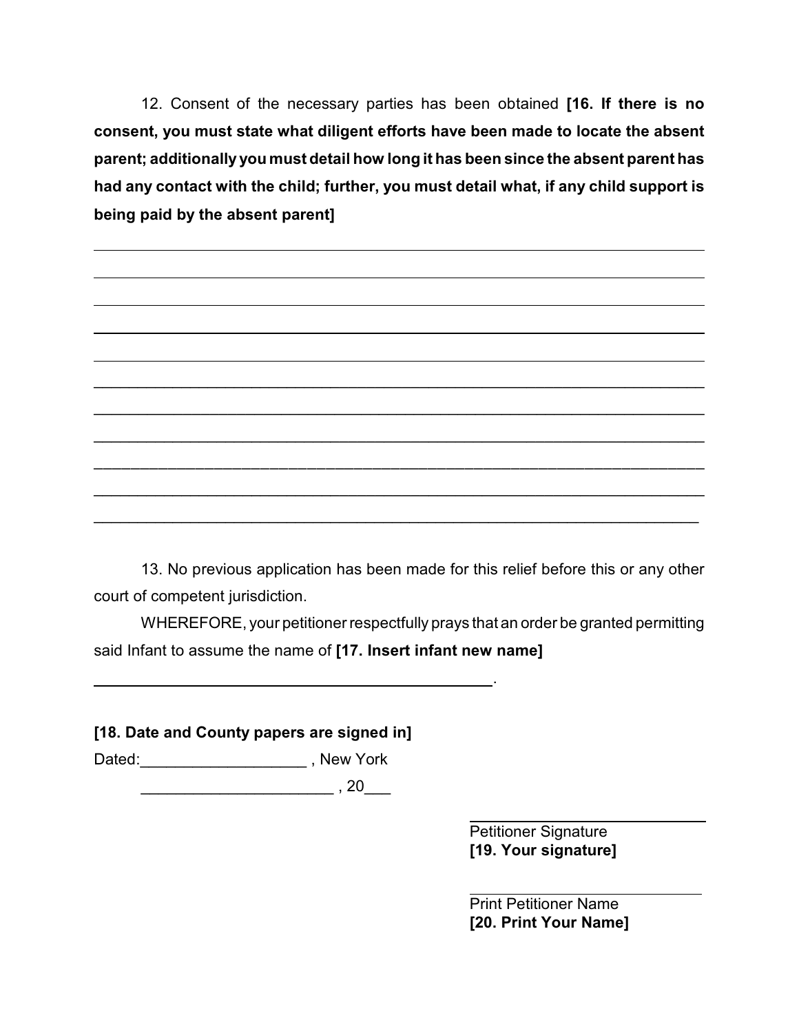12. Consent of the necessary parties has been obtained **[16. If there is no consent, you must state what diligent efforts have been made to locate the absent parent; additionally you must detail how long it has been since the absent parent has had any contact with the child; further, you must detail what, if any child support is being paid by the absent parent]**

___________________________________________________________________________

___________________________________________________________________________

___________________________________________________________________________

___________________________________________________________________________

___________________________________________________________________________

___________________________________________________________________________

___________________________________________________________________________

___________________________________________________________________________

___________________________________________________________________________

___________________________________________________________________________

___________________________________________________________________________

13. No previous application has been made for this relief before this or any other court of competent jurisdiction.

WHEREFORE, your petitioner respectfully prays that an order be granted permitting said Infant to assume the name of **[17. Insert infant new name]**

_________________________________________________.

**[18. Date and County papers are signed in]**

Dated:___________________ , New York

______________________ , 20___

______________________________
Petitioner Signature
**[19. Your signature]**

______________________________
Print Petitioner Name
**[20. Print Your Name]**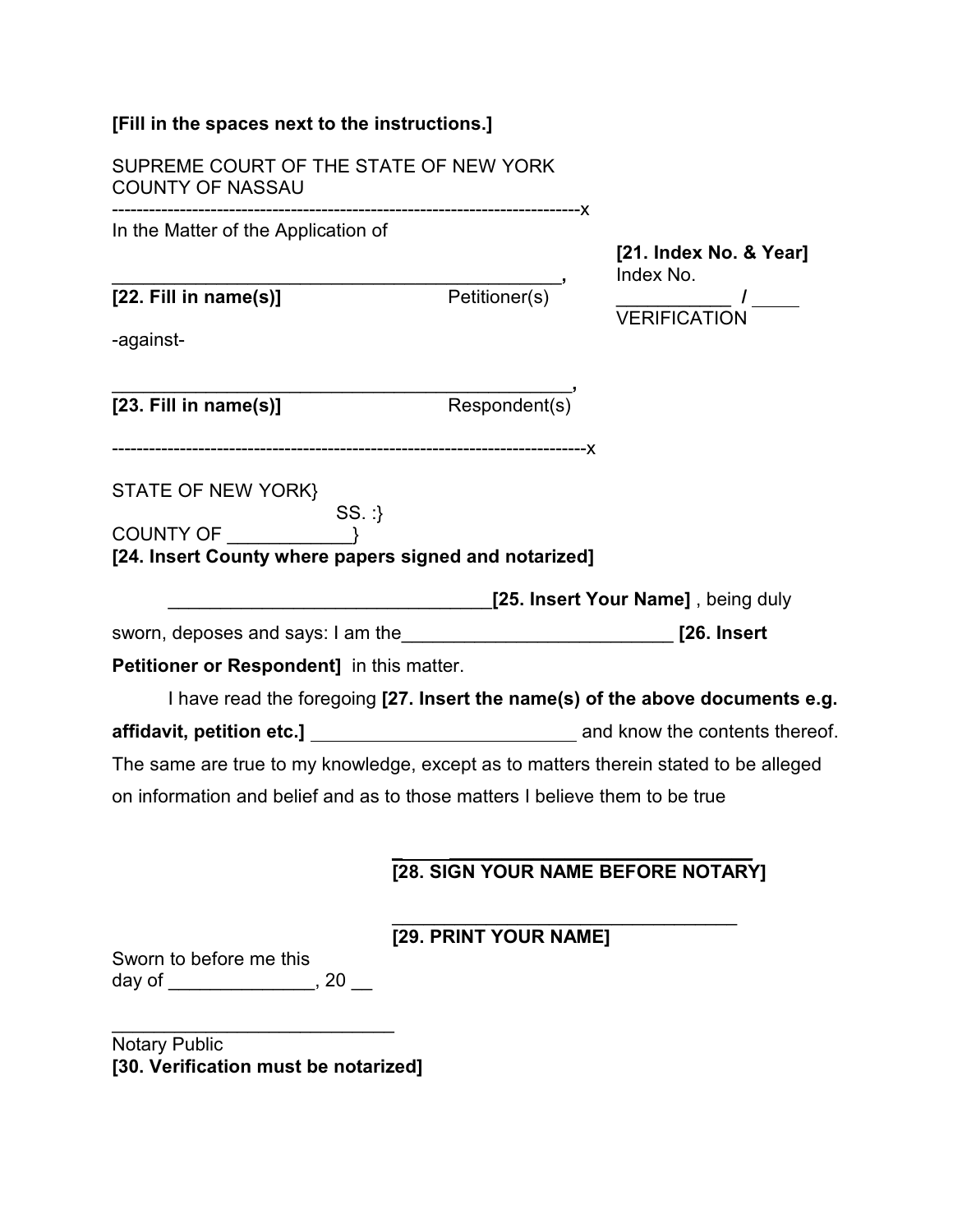**[Fill in the spaces next to the instructions.]**

SUPREME COURT OF THE STATE OF NEW YORK
COUNTY OF NASSAU

---------------------------------------------------------------------------x

In the Matter of the Application of

**[21. Index No. & Year]**
Index No.
___________ / _____
VERIFICATION

_______________________________________________,
**[22. Fill in name(s)]** Petitioner(s)

-against-

_______________________________________________,
**[23. Fill in name(s)]** Respondent(s)

---------------------------------------------------------------------------x

STATE OF NEW YORK}
SS. :}
COUNTY OF ____________}
**[24. Insert County where papers signed and notarized]**

________________________________**[25. Insert Your Name]** , being duly sworn, deposes and says: I am the__________________________ **[26. Insert Petitioner or Respondent]** in this matter.

I have read the foregoing **[27. Insert the name(s) of the above documents e.g. affidavit, petition etc.]** __________________________ and know the contents thereof. The same are true to my knowledge, except as to matters therein stated to be alleged on information and belief and as to those matters I believe them to be true

____________________________________
**[28. SIGN YOUR NAME BEFORE NOTARY]**

____________________________________
**[29. PRINT YOUR NAME]**

Sworn to before me this
day of ______________, 20 __

____________________________
Notary Public
**[30. Verification must be notarized]**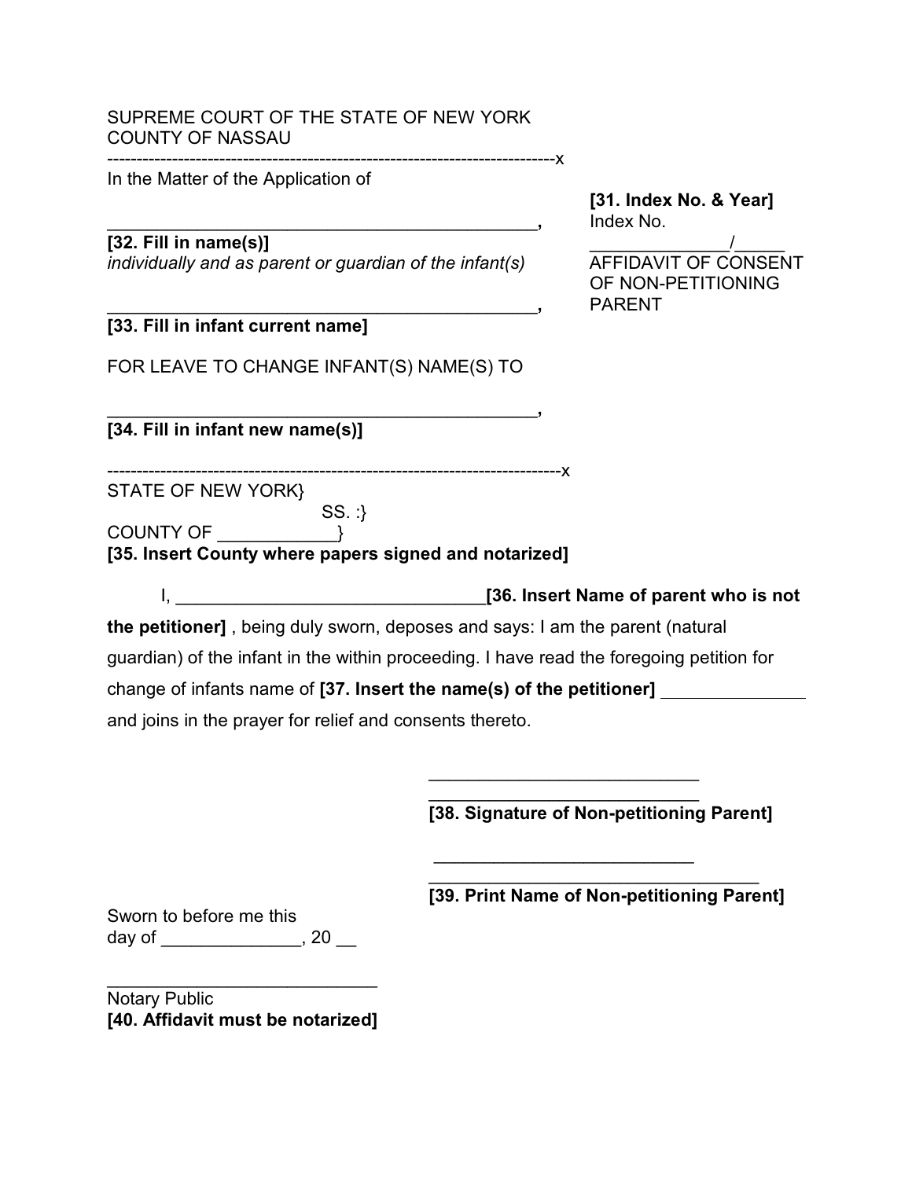SUPREME COURT OF THE STATE OF NEW YORK
COUNTY OF NASSAU

---------------------------------------------------------------------------x

In the Matter of the Application of

______________________________________________,

**[32. Fill in name(s)]**
*individually and as parent or guardian of the infant(s)*

______________________________________________,

**[33. Fill in infant current name]**

FOR LEAVE TO CHANGE INFANT(S) NAME(S) TO

______________________________________________,

**[34. Fill in infant new name(s)]**

---------------------------------------------------------------------------x

**[31. Index No. & Year]**
Index No.
______________/_____

AFFIDAVIT OF CONSENT OF NON-PETITIONING PARENT

STATE OF NEW YORK}
SS. :}
COUNTY OF ____________}
**[35. Insert County where papers signed and notarized]**

I, ________________________________**[36. Insert Name of parent who is not the petitioner]** , being duly sworn, deposes and says: I am the parent (natural guardian) of the infant in the within proceeding. I have read the foregoing petition for change of infants name of **[37. Insert the name(s) of the petitioner]** ______________ and joins in the prayer for relief and consents thereto.

____________________________
____________________________
**[38. Signature of Non-petitioning Parent]**

___________________________
__________________________________
**[39. Print Name of Non-petitioning Parent]**

Sworn to before me this
day of ______________, 20 __

____________________________
Notary Public
**[40. Affidavit must be notarized]**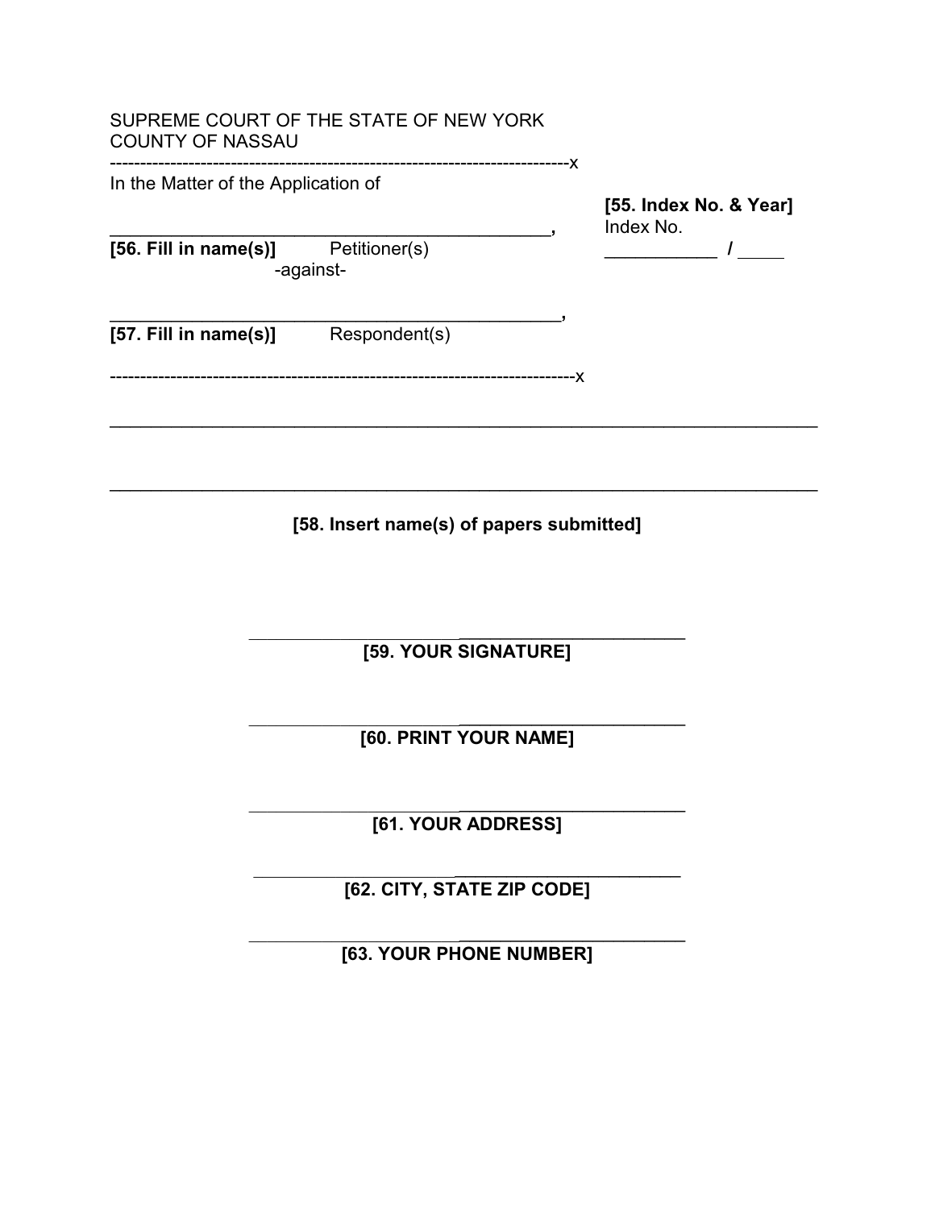SUPREME COURT OF THE STATE OF NEW YORK
COUNTY OF NASSAU

---------------------------------------------------------------------------x

In the Matter of the Application of

_______________________________________________,

**[56. Fill in name(s)]** Petitioner(s)

-against-

**[55. Index No. & Year]**
Index No.
___________ / ____

_______________________________________________,

**[57. Fill in name(s)]** Respondent(s)

---------------------------------------------------------------------------x

_____________________________________________________________________

_____________________________________________________________________

**[58. Insert name(s) of papers submitted]**

______________________________
**[59. YOUR SIGNATURE]**

______________________________
**[60. PRINT YOUR NAME]**

______________________________
**[61. YOUR ADDRESS]**

______________________________
**[62. CITY, STATE ZIP CODE]**

______________________________
**[63. YOUR PHONE NUMBER]**